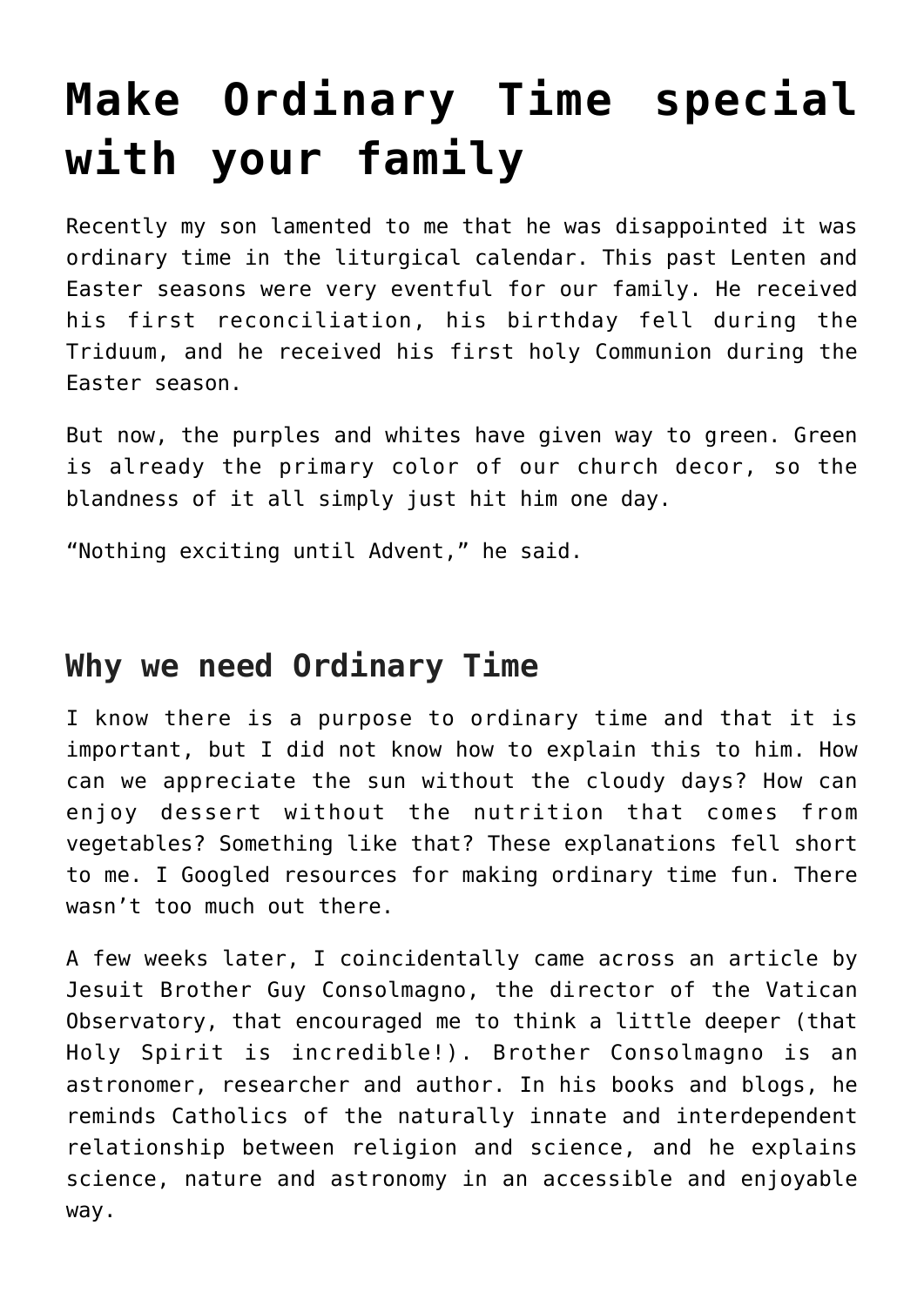# Make Ordinary Time special with your family

Recently my son lamented to me that he was disappointed it was ordinary time in the liturgical calendar. This past Lenten and Easter seasons were very eventful for our family. He received his first reconciliation, his birthday fell during the Triduum, and he received his first holy Communion during the Easter season.

But now, the purples and whites have given way to green. Green is already the primary color of our church decor, so the blandness of it all simply just hit him one day.

"Nothing exciting until Advent," he said.

## Why we need Ordinary Time

I know there is a purpose to ordinary time and that it is important, but I did not know how to explain this to him. How can we appreciate the sun without the cloudy days? How can enjoy dessert without the nutrition that comes from vegetables? Something like that? These explanations fell short to me. I Googled resources for making ordinary time fun. There wasn't too much out there.

A few weeks later, I coincidentally came across an article by Jesuit Brother Guy Consolmagno, the director of the Vatican Observatory, that encouraged me to think a little deeper (that Holy Spirit is incredible!). Brother Consolmagno is an astronomer, researcher and author. In his books and blogs, he reminds Catholics of the naturally innate and interdependent relationship between religion and science, and he explains science, nature and astronomy in an accessible and enjoyable way.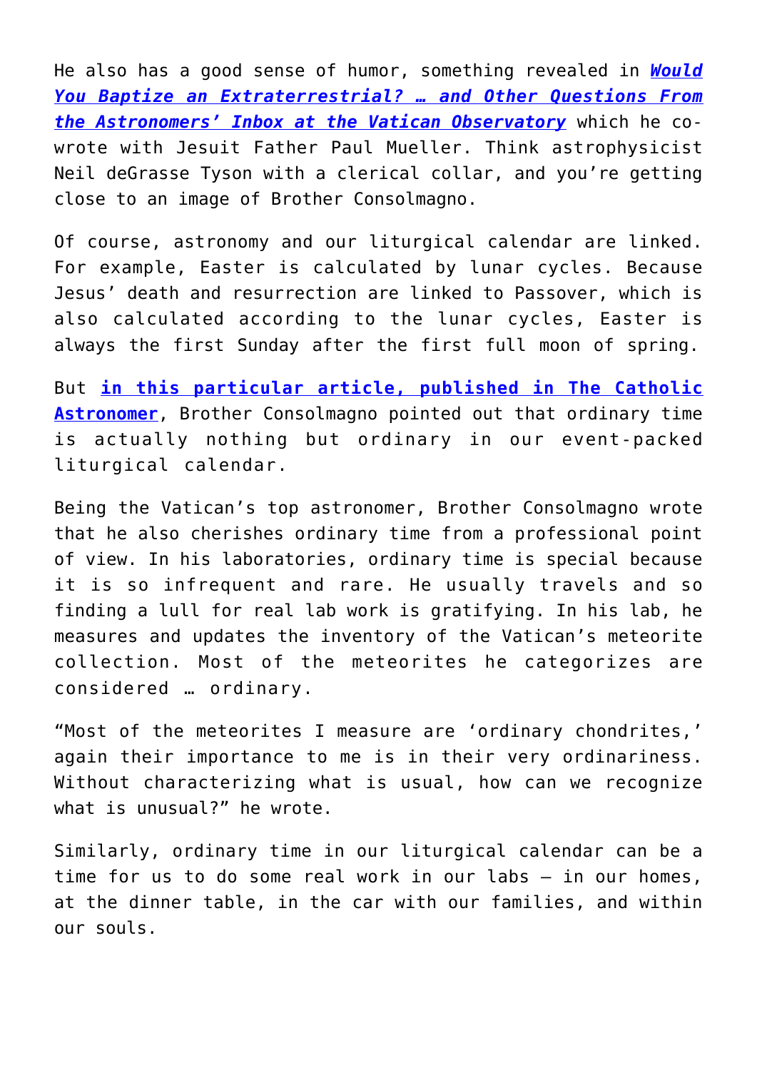He also has a good sense of humor, something revealed in ***Would You Baptize an Extraterrestrial? … and Other Questions From the Astronomers' Inbox at the Vatican Observatory*** which he co-wrote with Jesuit Father Paul Mueller. Think astrophysicist Neil deGrasse Tyson with a clerical collar, and you're getting close to an image of Brother Consolmagno.

Of course, astronomy and our liturgical calendar are linked. For example, Easter is calculated by lunar cycles. Because Jesus' death and resurrection are linked to Passover, which is also calculated according to the lunar cycles, Easter is always the first Sunday after the first full moon of spring.

But **in this particular article, published in The Catholic Astronomer**, Brother Consolmagno pointed out that ordinary time is actually nothing but ordinary in our event-packed liturgical calendar.

Being the Vatican's top astronomer, Brother Consolmagno wrote that he also cherishes ordinary time from a professional point of view. In his laboratories, ordinary time is special because it is so infrequent and rare. He usually travels and so finding a lull for real lab work is gratifying. In his lab, he measures and updates the inventory of the Vatican's meteorite collection. Most of the meteorites he categorizes are considered … ordinary.

"Most of the meteorites I measure are 'ordinary chondrites,' again their importance to me is in their very ordinariness. Without characterizing what is usual, how can we recognize what is unusual?" he wrote.

Similarly, ordinary time in our liturgical calendar can be a time for us to do some real work in our labs – in our homes, at the dinner table, in the car with our families, and within our souls.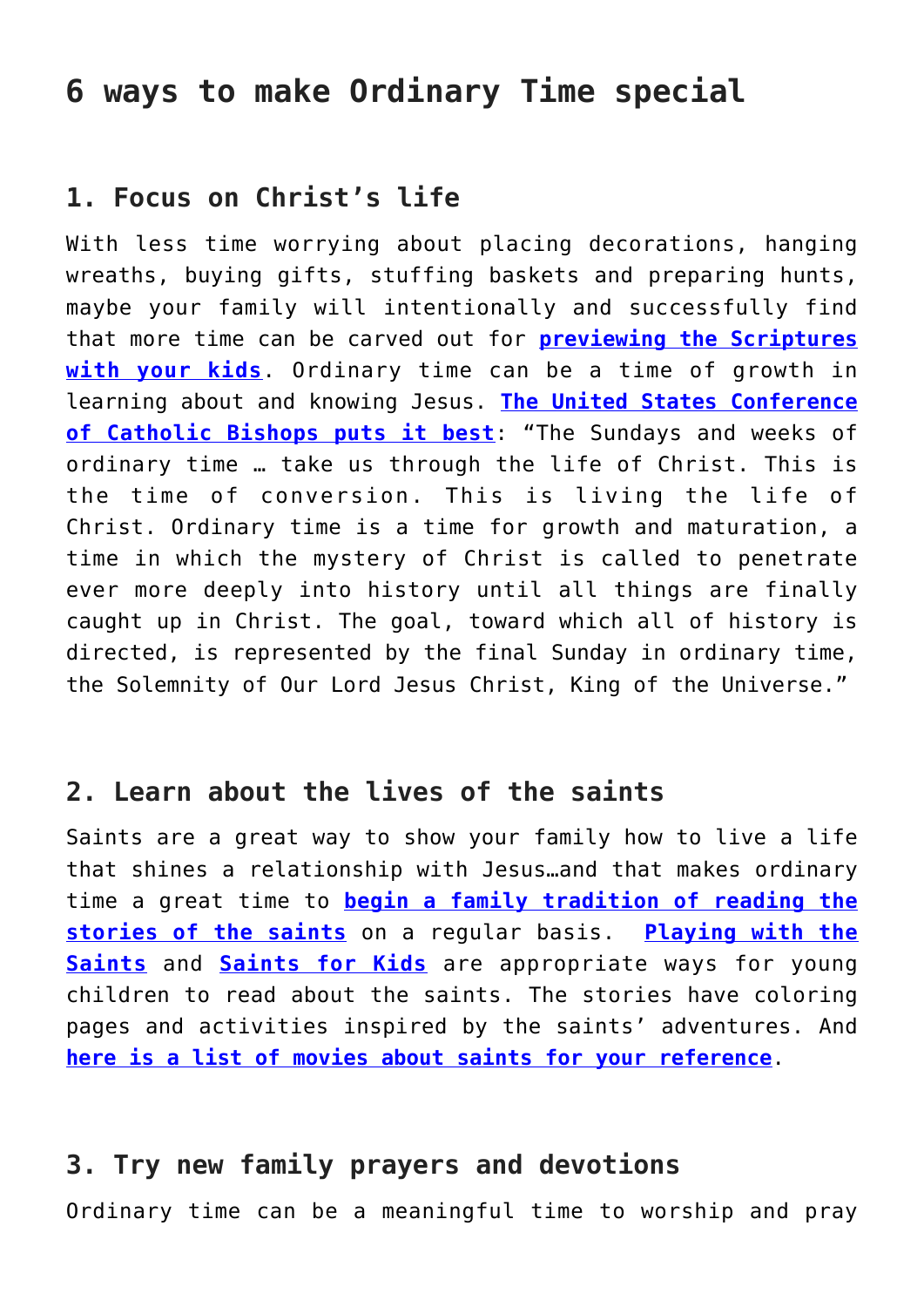## 6 ways to make Ordinary Time special

### 1. Focus on Christ's life

With less time worrying about placing decorations, hanging wreaths, buying gifts, stuffing baskets and preparing hunts, maybe your family will intentionally and successfully find that more time can be carved out for **previewing the Scriptures with your kids**. Ordinary time can be a time of growth in learning about and knowing Jesus. **The United States Conference of Catholic Bishops puts it best**: "The Sundays and weeks of ordinary time … take us through the life of Christ. This is the time of conversion. This is living the life of Christ. Ordinary time is a time for growth and maturation, a time in which the mystery of Christ is called to penetrate ever more deeply into history until all things are finally caught up in Christ. The goal, toward which all of history is directed, is represented by the final Sunday in ordinary time, the Solemnity of Our Lord Jesus Christ, King of the Universe."

### 2. Learn about the lives of the saints

Saints are a great way to show your family how to live a life that shines a relationship with Jesus…and that makes ordinary time a great time to **begin a family tradition of reading the stories of the saints** on a regular basis. **Playing with the Saints** and **Saints for Kids** are appropriate ways for young children to read about the saints. The stories have coloring pages and activities inspired by the saints' adventures. And **here is a list of movies about saints for your reference**.

### 3. Try new family prayers and devotions

Ordinary time can be a meaningful time to worship and pray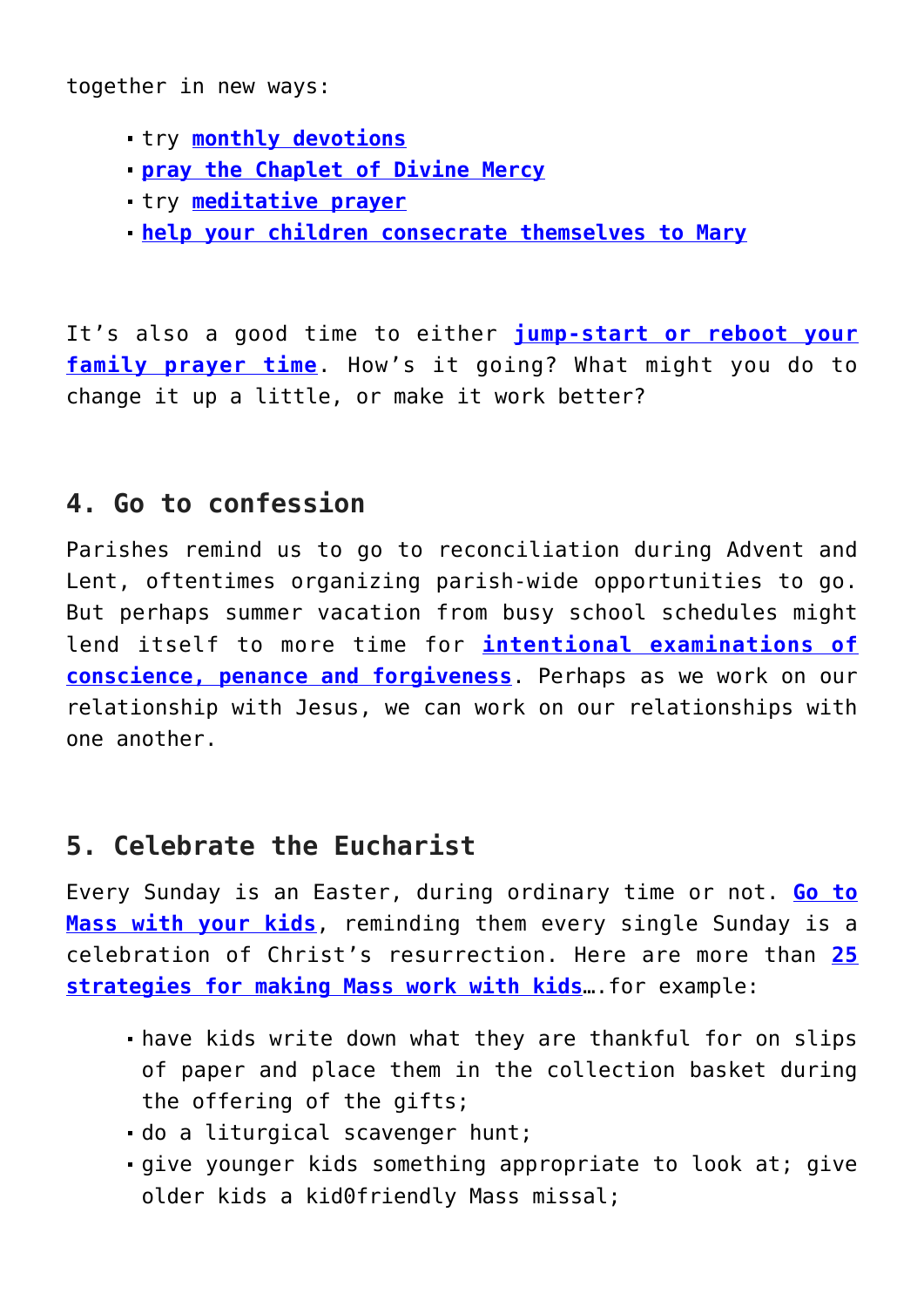together in new ways:

- try **monthly devotions**
- **pray the Chaplet of Divine Mercy**
- try **meditative prayer**
- **help your children consecrate themselves to Mary**

It's also a good time to either **jump-start or reboot your family prayer time**. How's it going? What might you do to change it up a little, or make it work better?

## 4. Go to confession

Parishes remind us to go to reconciliation during Advent and Lent, oftentimes organizing parish-wide opportunities to go. But perhaps summer vacation from busy school schedules might lend itself to more time for **intentional examinations of conscience, penance and forgiveness**. Perhaps as we work on our relationship with Jesus, we can work on our relationships with one another.

## 5. Celebrate the Eucharist

Every Sunday is an Easter, during ordinary time or not. **Go to Mass with your kids**, reminding them every single Sunday is a celebration of Christ's resurrection. Here are more than **25 strategies for making Mass work with kids**….for example:

- have kids write down what they are thankful for on slips of paper and place them in the collection basket during the offering of the gifts;
- do a liturgical scavenger hunt;
- give younger kids something appropriate to look at; give older kids a kid0friendly Mass missal;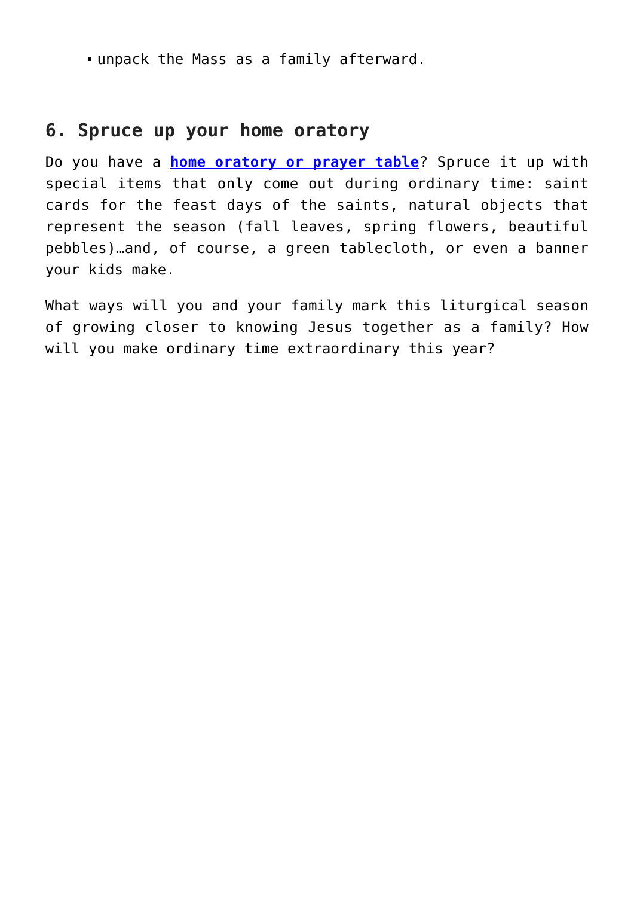- unpack the Mass as a family afterward.

## 6. Spruce up your home oratory

Do you have a **home oratory or prayer table**? Spruce it up with special items that only come out during ordinary time: saint cards for the feast days of the saints, natural objects that represent the season (fall leaves, spring flowers, beautiful pebbles)…and, of course, a green tablecloth, or even a banner your kids make.

What ways will you and your family mark this liturgical season of growing closer to knowing Jesus together as a family? How will you make ordinary time extraordinary this year?